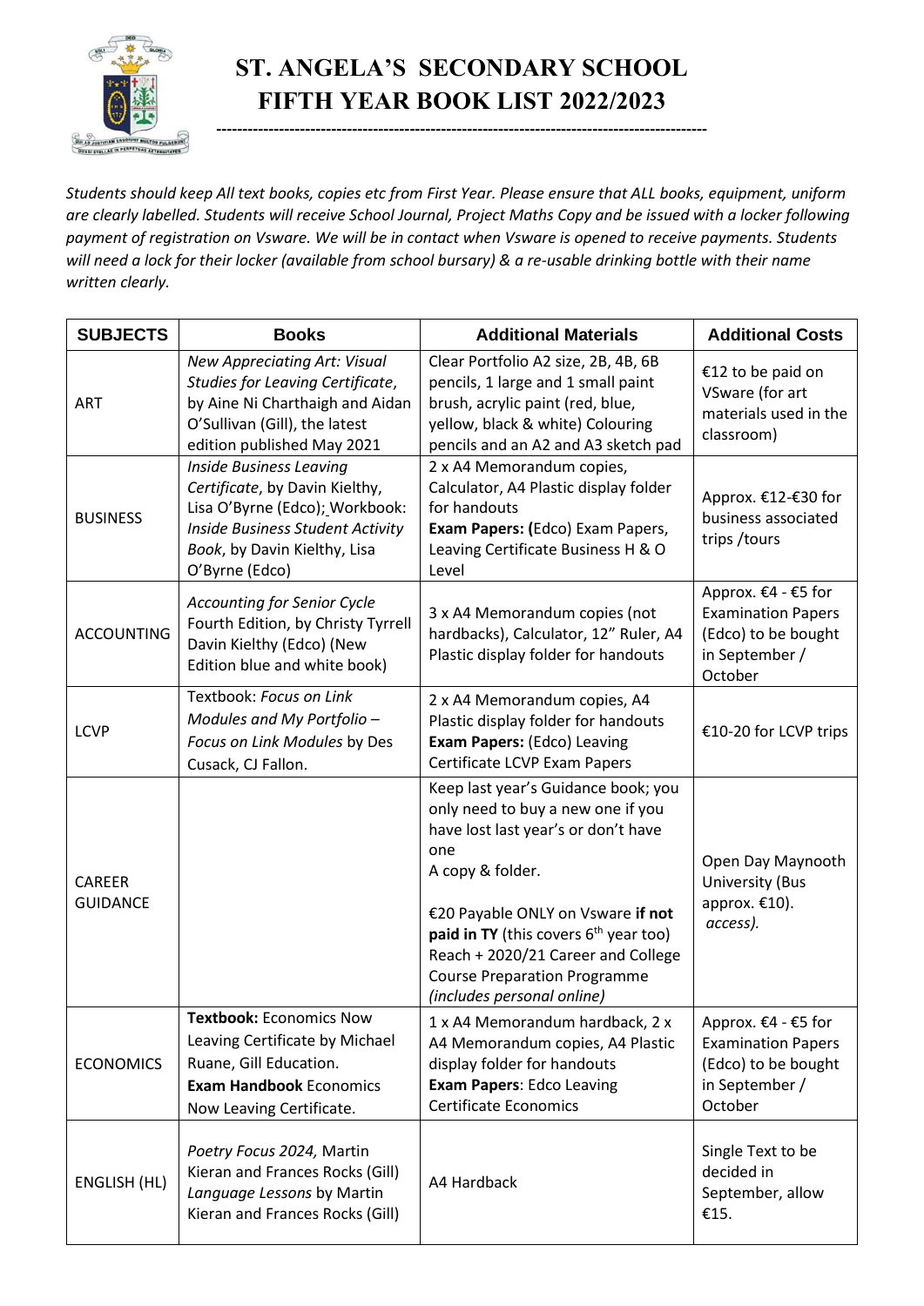# ST. ANGELA'S SECONDARY SCHOOL
# FIFTH YEAR BOOK LIST 2022/2023

*Students should keep All text books, copies etc from First Year. Please ensure that ALL books, equipment, uniform are clearly labelled. Students will receive School Journal, Project Maths Copy and be issued with a locker following payment of registration on Vsware. We will be in contact when Vsware is opened to receive payments. Students will need a lock for their locker (available from school bursary) & a re-usable drinking bottle with their name written clearly.*

| SUBJECTS | Books | Additional Materials | Additional Costs |
|---|---|---|---|
| ART | *New Appreciating Art: Visual Studies for Leaving Certificate*, by Aine Ni Charthaigh and Aidan O'Sullivan (Gill), the latest edition published May 2021 | Clear Portfolio A2 size, 2B, 4B, 6B pencils, 1 large and 1 small paint brush, acrylic paint (red, blue, yellow, black & white) Colouring pencils and an A2 and A3 sketch pad | €12 to be paid on VSware (for art materials used in the classroom) |
| BUSINESS | *Inside Business Leaving Certificate*, by Davin Kielthy, Lisa O'Byrne (Edco); Workbook: *Inside Business Student Activity Book*, by Davin Kielthy, Lisa O'Byrne (Edco) | 2 x A4 Memorandum copies, Calculator, A4 Plastic display folder for handouts **Exam Papers: (**Edco) Exam Papers, Leaving Certificate Business H & O Level | Approx. €12-€30 for business associated trips /tours |
| ACCOUNTING | *Accounting for Senior Cycle* Fourth Edition, by Christy Tyrrell Davin Kielthy (Edco) (New Edition blue and white book) | 3 x A4 Memorandum copies (not hardbacks), Calculator, 12" Ruler, A4 Plastic display folder for handouts | Approx. €4 - €5 for Examination Papers (Edco) to be bought in September / October |
| LCVP | Textbook: *Focus on Link Modules and My Portfolio – Focus on Link Modules* by Des Cusack, CJ Fallon. | 2 x A4 Memorandum copies, A4 Plastic display folder for handouts **Exam Papers:** (Edco) Leaving Certificate LCVP Exam Papers | €10-20 for LCVP trips |
| CAREER GUIDANCE | | Keep last year's Guidance book; you only need to buy a new one if you have lost last year's or don't have one<br>A copy & folder.<br><br>€20 Payable ONLY on Vsware **if not paid in TY** (this covers 6th year too) Reach + 2020/21 Career and College Course Preparation Programme *(includes personal online)* | Open Day Maynooth University (Bus approx. €10). *access).* |
| ECONOMICS | **Textbook:** Economics Now Leaving Certificate by Michael Ruane, Gill Education. **Exam Handbook** Economics Now Leaving Certificate. | 1 x A4 Memorandum hardback, 2 x A4 Memorandum copies, A4 Plastic display folder for handouts **Exam Papers**: Edco Leaving Certificate Economics | Approx. €4 - €5 for Examination Papers (Edco) to be bought in September / October |
| ENGLISH (HL) | *Poetry Focus 2024,* Martin Kieran and Frances Rocks (Gill) *Language Lessons* by Martin Kieran and Frances Rocks (Gill) | A4 Hardback | Single Text to be decided in September, allow €15. |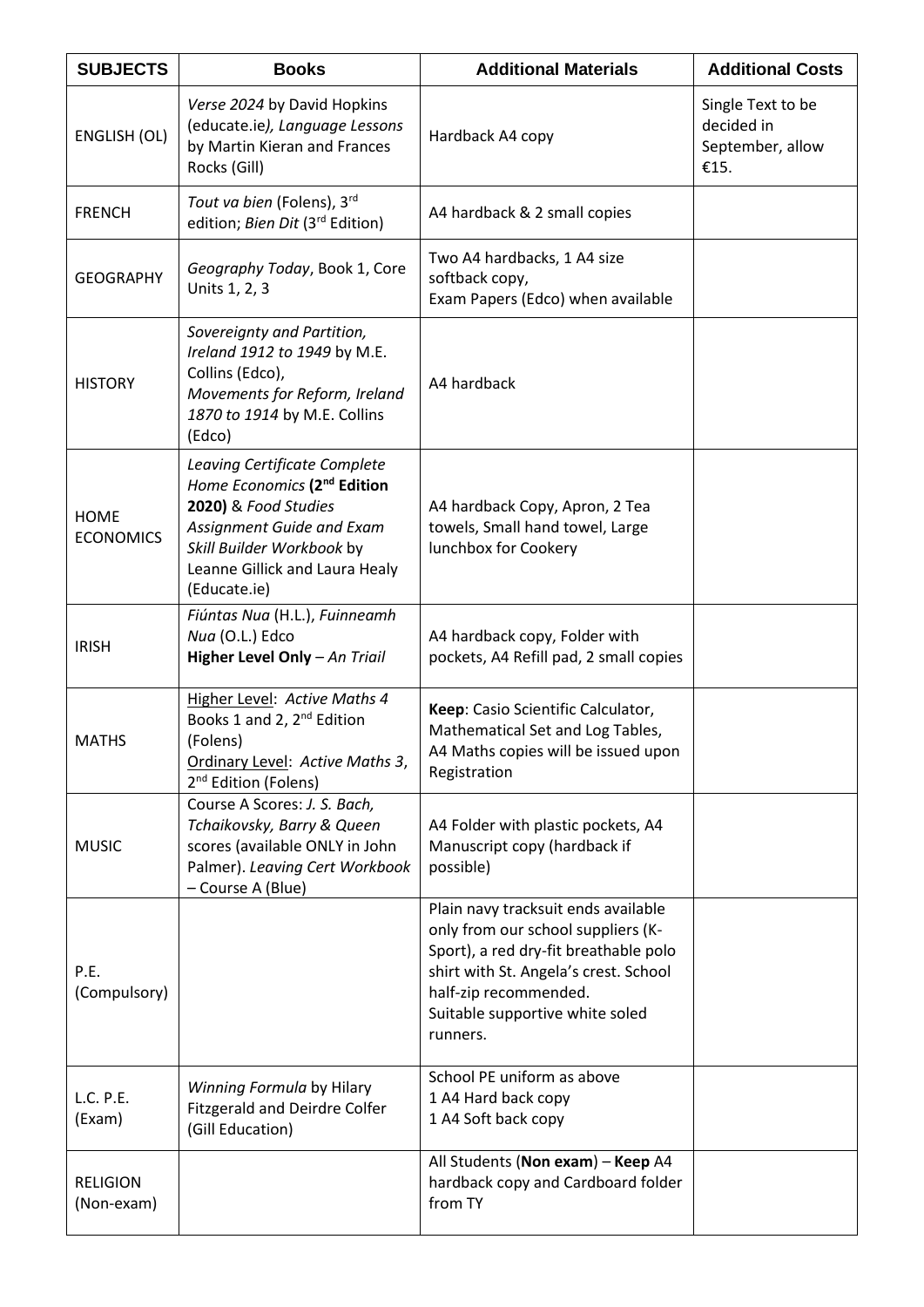| SUBJECTS | Books | Additional Materials | Additional Costs |
|---|---|---|---|
| ENGLISH (OL) | *Verse 2024* by David Hopkins (educate.ie)*, Language Lessons* by Martin Kieran and Frances Rocks (Gill) | Hardback A4 copy | Single Text to be decided in September, allow €15. |
| FRENCH | *Tout va bien* (Folens), 3rd edition; *Bien Dit* (3rd Edition) | A4 hardback & 2 small copies | |
| GEOGRAPHY | *Geography Today*, Book 1, Core Units 1, 2, 3 | Two A4 hardbacks, 1 A4 size softback copy,<br>Exam Papers (Edco) when available | |
| HISTORY | *Sovereignty and Partition, Ireland 1912 to 1949* by M.E. Collins (Edco),<br>*Movements for Reform, Ireland 1870 to 1914* by M.E. Collins (Edco) | A4 hardback | |
| HOME ECONOMICS | *Leaving Certificate Complete Home Economics* **(2nd Edition 2020)** & *Food Studies Assignment Guide and Exam Skill Builder Workbook* by Leanne Gillick and Laura Healy (Educate.ie) | A4 hardback Copy, Apron, 2 Tea towels, Small hand towel, Large lunchbox for Cookery | |
| IRISH | *Fiúntas Nua* (H.L.), *Fuinneamh Nua* (O.L.) Edco<br>**Higher Level Only** – *An Triail* | A4 hardback copy, Folder with pockets, A4 Refill pad, 2 small copies | |
| MATHS | Higher Level: *Active Maths 4* Books 1 and 2, 2nd Edition (Folens)<br>Ordinary Level: *Active Maths 3*, 2nd Edition (Folens) | **Keep**: Casio Scientific Calculator, Mathematical Set and Log Tables, A4 Maths copies will be issued upon Registration | |
| MUSIC | Course A Scores: *J. S. Bach, Tchaikovsky, Barry & Queen* scores (available ONLY in John Palmer). *Leaving Cert Workbook* – Course A (Blue) | A4 Folder with plastic pockets, A4 Manuscript copy (hardback if possible) | |
| P.E. (Compulsory) | | Plain navy tracksuit ends available only from our school suppliers (K-Sport), a red dry-fit breathable polo shirt with St. Angela's crest. School half-zip recommended.<br>Suitable supportive white soled runners. | |
| L.C. P.E. (Exam) | *Winning Formula* by Hilary Fitzgerald and Deirdre Colfer (Gill Education) | School PE uniform as above<br>1 A4 Hard back copy<br>1 A4 Soft back copy | |
| RELIGION (Non-exam) | | All Students (**Non exam**) – **Keep** A4 hardback copy and Cardboard folder from TY | |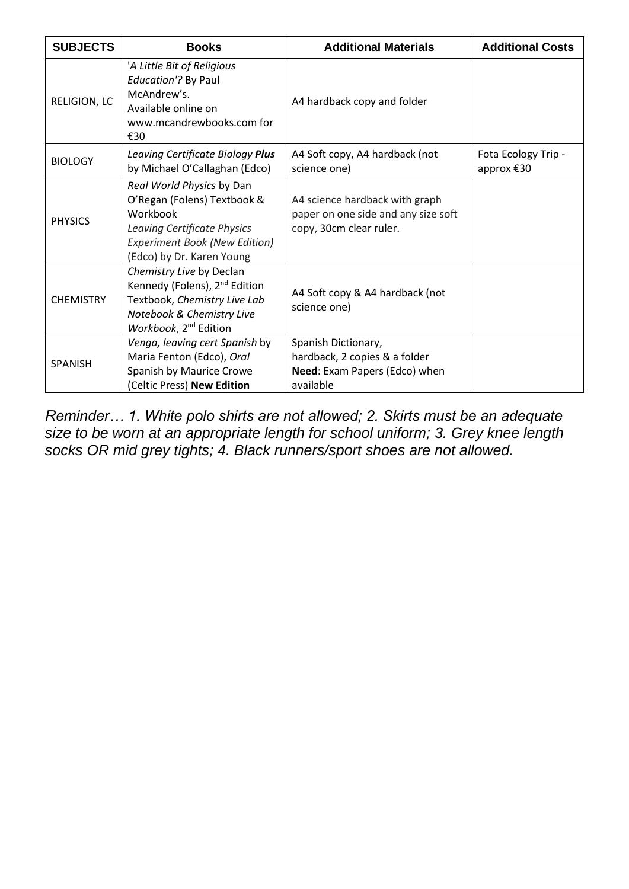| SUBJECTS | Books | Additional Materials | Additional Costs |
|---|---|---|---|
| RELIGION, LC | '*A Little Bit of Religious Education'?* By Paul McAndrew's. Available online on www.mcandrewbooks.com for €30 | A4 hardback copy and folder | |
| BIOLOGY | *Leaving Certificate Biology **Plus*** by Michael O'Callaghan (Edco) | A4 Soft copy, A4 hardback (not science one) | Fota Ecology Trip - approx €30 |
| PHYSICS | *Real World Physics* by Dan O'Regan (Folens) Textbook & Workbook *Leaving Certificate Physics Experiment Book (New Edition)* (Edco) by Dr. Karen Young | A4 science hardback with graph paper on one side and any size soft copy, 30cm clear ruler. | |
| CHEMISTRY | *Chemistry Live* by Declan Kennedy (Folens), 2nd Edition Textbook, *Chemistry Live Lab Notebook & Chemistry Live Workbook*, 2nd Edition | A4 Soft copy & A4 hardback (not science one) | |
| SPANISH | *Venga, leaving cert Spanish* by Maria Fenton (Edco), *Oral* Spanish by Maurice Crowe (Celtic Press) **New Edition** | Spanish Dictionary, hardback, 2 copies & a folder **Need**: Exam Papers (Edco) when available | |

*Reminder… 1. White polo shirts are not allowed; 2. Skirts must be an adequate size to be worn at an appropriate length for school uniform; 3. Grey knee length socks OR mid grey tights; 4. Black runners/sport shoes are not allowed.*